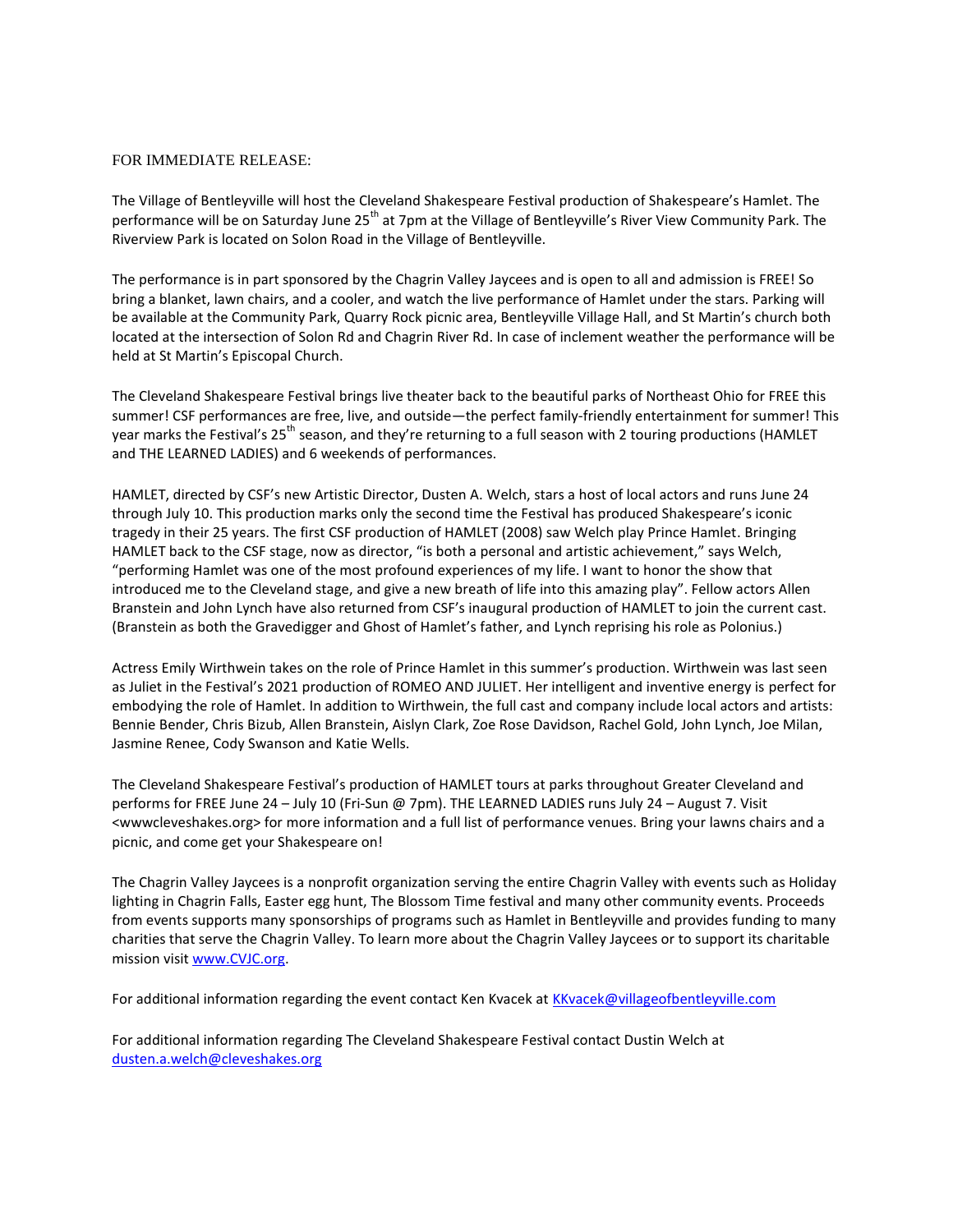FOR IMMEDIATE RELEASE:

The Village of Bentleyville will host the Cleveland Shakespeare Festival production of Shakespeare's Hamlet. The performance will be on Saturday June 25th at 7pm at the Village of Bentleyville's River View Community Park. The Riverview Park is located on Solon Road in the Village of Bentleyville.

The performance is in part sponsored by the Chagrin Valley Jaycees and is open to all and admission is FREE! So bring a blanket, lawn chairs, and a cooler, and watch the live performance of Hamlet under the stars. Parking will be available at the Community Park, Quarry Rock picnic area, Bentleyville Village Hall, and St Martin's church both located at the intersection of Solon Rd and Chagrin River Rd. In case of inclement weather the performance will be held at St Martin's Episcopal Church.

The Cleveland Shakespeare Festival brings live theater back to the beautiful parks of Northeast Ohio for FREE this summer! CSF performances are free, live, and outside—the perfect family-friendly entertainment for summer! This year marks the Festival's 25th season, and they're returning to a full season with 2 touring productions (HAMLET and THE LEARNED LADIES) and 6 weekends of performances.

HAMLET, directed by CSF's new Artistic Director, Dusten A. Welch, stars a host of local actors and runs June 24 through July 10. This production marks only the second time the Festival has produced Shakespeare's iconic tragedy in their 25 years. The first CSF production of HAMLET (2008) saw Welch play Prince Hamlet. Bringing HAMLET back to the CSF stage, now as director, "is both a personal and artistic achievement," says Welch, "performing Hamlet was one of the most profound experiences of my life. I want to honor the show that introduced me to the Cleveland stage, and give a new breath of life into this amazing play". Fellow actors Allen Branstein and John Lynch have also returned from CSF's inaugural production of HAMLET to join the current cast. (Branstein as both the Gravedigger and Ghost of Hamlet's father, and Lynch reprising his role as Polonius.)

Actress Emily Wirthwein takes on the role of Prince Hamlet in this summer's production. Wirthwein was last seen as Juliet in the Festival's 2021 production of ROMEO AND JULIET. Her intelligent and inventive energy is perfect for embodying the role of Hamlet. In addition to Wirthwein, the full cast and company include local actors and artists: Bennie Bender, Chris Bizub, Allen Branstein, Aislyn Clark, Zoe Rose Davidson, Rachel Gold, John Lynch, Joe Milan, Jasmine Renee, Cody Swanson and Katie Wells.

The Cleveland Shakespeare Festival's production of HAMLET tours at parks throughout Greater Cleveland and performs for FREE June 24 – July 10 (Fri-Sun @ 7pm). THE LEARNED LADIES runs July 24 – August 7. Visit <wwwcleveshakes.org> for more information and a full list of performance venues. Bring your lawns chairs and a picnic, and come get your Shakespeare on!

The Chagrin Valley Jaycees is a nonprofit organization serving the entire Chagrin Valley with events such as Holiday lighting in Chagrin Falls, Easter egg hunt, The Blossom Time festival and many other community events. Proceeds from events supports many sponsorships of programs such as Hamlet in Bentleyville and provides funding to many charities that serve the Chagrin Valley. To learn more about the Chagrin Valley Jaycees or to support its charitable mission visit [www.CVJC.org](http://www.CVJC.org).

For additional information regarding the event contact Ken Kvacek at [KKvacek@villageofbentleyville.com](mailto:KKvacek@villageofbentleyville.com)

For additional information regarding The Cleveland Shakespeare Festival contact Dustin Welch at [dusten.a.welch@cleveshakes.org](mailto:dusten.a.welch@cleveshakes.org)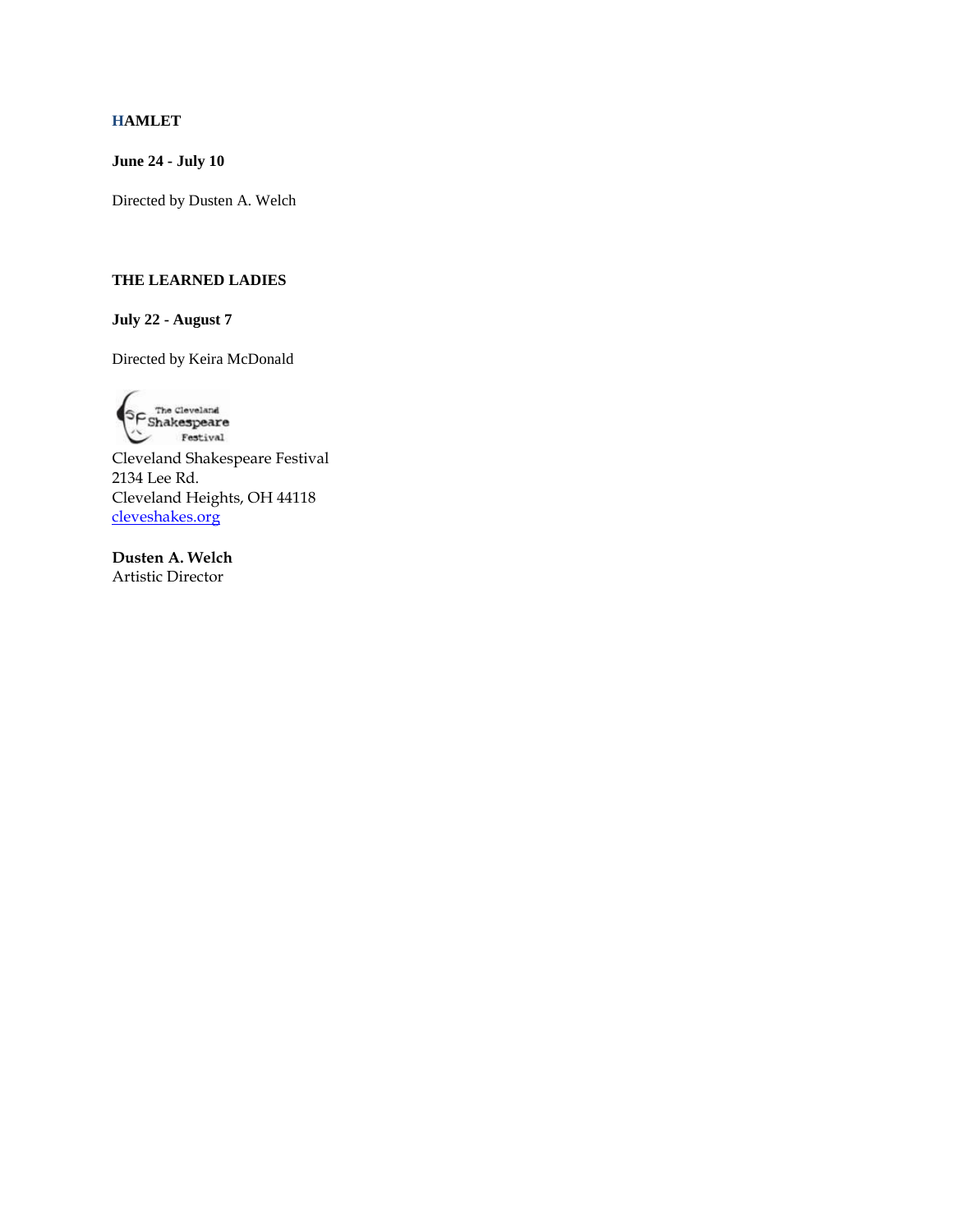**HAMLET**

**June 24 - July 10**

Directed by Dusten A. Welch

**THE LEARNED LADIES**

**July 22 - August 7**

Directed by Keira McDonald

Cleveland Shakespeare Festival
2134 Lee Rd.
Cleveland Heights, OH 44118
[cleveshakes.org](cleveshakes.org)

**Dusten A. Welch**
Artistic Director